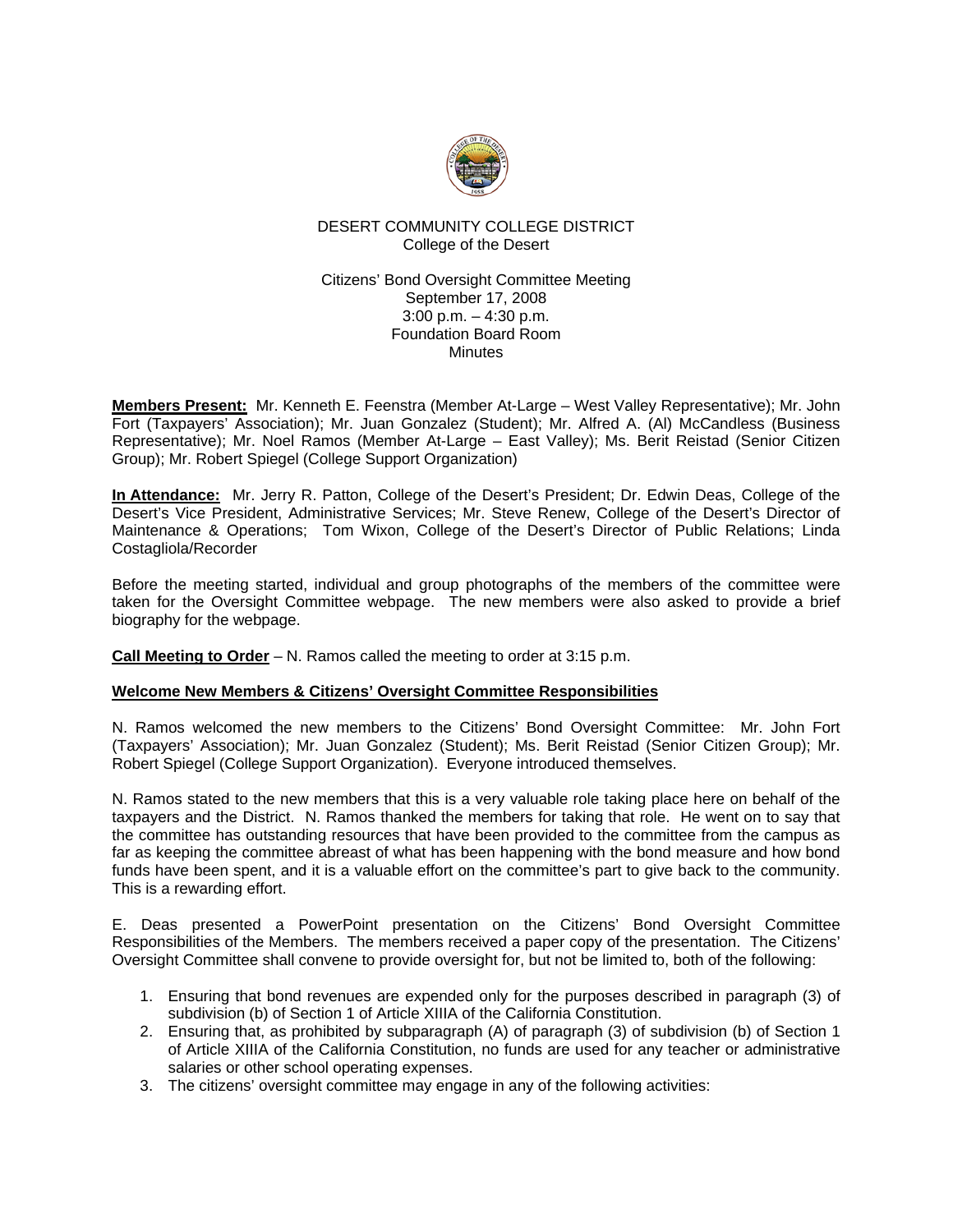DESERT COMMUNITY COLLEGE DISTRICT
College of the Desert

Citizens' Bond Oversight Committee Meeting
September 17, 2008
3:00 p.m. – 4:30 p.m.
Foundation Board Room
Minutes

**Members Present:** Mr. Kenneth E. Feenstra (Member At-Large – West Valley Representative); Mr. John Fort (Taxpayers' Association); Mr. Juan Gonzalez (Student); Mr. Alfred A. (Al) McCandless (Business Representative); Mr. Noel Ramos (Member At-Large – East Valley); Ms. Berit Reistad (Senior Citizen Group); Mr. Robert Spiegel (College Support Organization)

**In Attendance:** Mr. Jerry R. Patton, College of the Desert's President; Dr. Edwin Deas, College of the Desert's Vice President, Administrative Services; Mr. Steve Renew, College of the Desert's Director of Maintenance & Operations; Tom Wixon, College of the Desert's Director of Public Relations; Linda Costagliola/Recorder

Before the meeting started, individual and group photographs of the members of the committee were taken for the Oversight Committee webpage. The new members were also asked to provide a brief biography for the webpage.

**Call Meeting to Order** – N. Ramos called the meeting to order at 3:15 p.m.

**Welcome New Members & Citizens' Oversight Committee Responsibilities**

N. Ramos welcomed the new members to the Citizens' Bond Oversight Committee: Mr. John Fort (Taxpayers' Association); Mr. Juan Gonzalez (Student); Ms. Berit Reistad (Senior Citizen Group); Mr. Robert Spiegel (College Support Organization). Everyone introduced themselves.

N. Ramos stated to the new members that this is a very valuable role taking place here on behalf of the taxpayers and the District. N. Ramos thanked the members for taking that role. He went on to say that the committee has outstanding resources that have been provided to the committee from the campus as far as keeping the committee abreast of what has been happening with the bond measure and how bond funds have been spent, and it is a valuable effort on the committee's part to give back to the community. This is a rewarding effort.

E. Deas presented a PowerPoint presentation on the Citizens' Bond Oversight Committee Responsibilities of the Members. The members received a paper copy of the presentation. The Citizens' Oversight Committee shall convene to provide oversight for, but not be limited to, both of the following:

1. Ensuring that bond revenues are expended only for the purposes described in paragraph (3) of subdivision (b) of Section 1 of Article XIIIA of the California Constitution.
2. Ensuring that, as prohibited by subparagraph (A) of paragraph (3) of subdivision (b) of Section 1 of Article XIIIA of the California Constitution, no funds are used for any teacher or administrative salaries or other school operating expenses.
3. The citizens' oversight committee may engage in any of the following activities: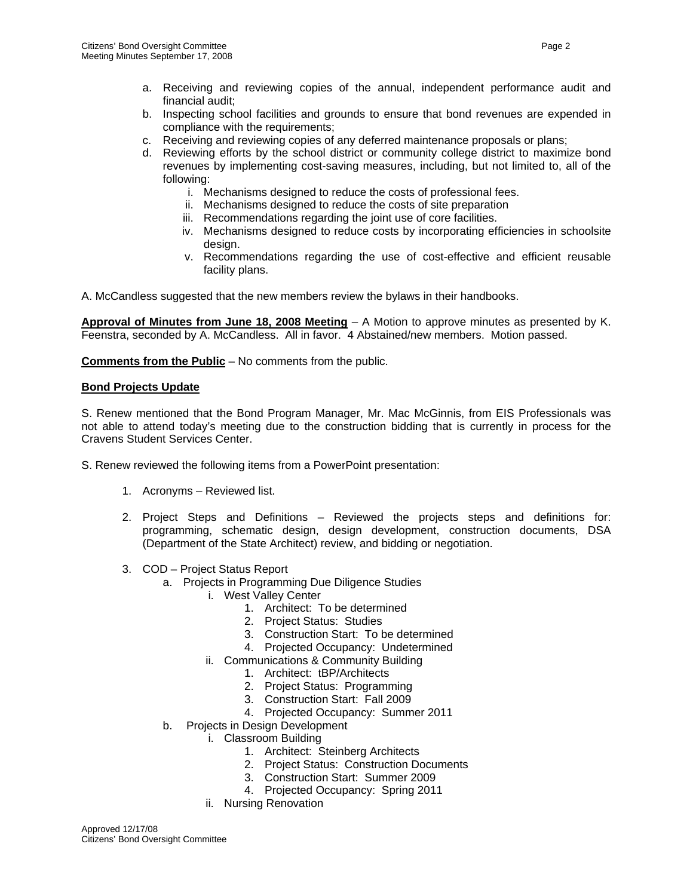a. Receiving and reviewing copies of the annual, independent performance audit and financial audit;
b. Inspecting school facilities and grounds to ensure that bond revenues are expended in compliance with the requirements;
c. Receiving and reviewing copies of any deferred maintenance proposals or plans;
d. Reviewing efforts by the school district or community college district to maximize bond revenues by implementing cost-saving measures, including, but not limited to, all of the following:
    i. Mechanisms designed to reduce the costs of professional fees.
    ii. Mechanisms designed to reduce the costs of site preparation
    iii. Recommendations regarding the joint use of core facilities.
    iv. Mechanisms designed to reduce costs by incorporating efficiencies in schoolsite design.
    v. Recommendations regarding the use of cost-effective and efficient reusable facility plans.

A. McCandless suggested that the new members review the bylaws in their handbooks.

**Approval of Minutes from June 18, 2008 Meeting** – A Motion to approve minutes as presented by K. Feenstra, seconded by A. McCandless. All in favor. 4 Abstained/new members. Motion passed.

**Comments from the Public** – No comments from the public.

**Bond Projects Update**

S. Renew mentioned that the Bond Program Manager, Mr. Mac McGinnis, from EIS Professionals was not able to attend today's meeting due to the construction bidding that is currently in process for the Cravens Student Services Center.

S. Renew reviewed the following items from a PowerPoint presentation:

1. Acronyms – Reviewed list.

2. Project Steps and Definitions – Reviewed the projects steps and definitions for: programming, schematic design, design development, construction documents, DSA (Department of the State Architect) review, and bidding or negotiation.

3. COD – Project Status Report
    a. Projects in Programming Due Diligence Studies
        i. West Valley Center
            1. Architect: To be determined
            2. Project Status: Studies
            3. Construction Start: To be determined
            4. Projected Occupancy: Undetermined
        ii. Communications & Community Building
            1. Architect: tBP/Architects
            2. Project Status: Programming
            3. Construction Start: Fall 2009
            4. Projected Occupancy: Summer 2011
    b. Projects in Design Development
        i. Classroom Building
            1. Architect: Steinberg Architects
            2. Project Status: Construction Documents
            3. Construction Start: Summer 2009
            4. Projected Occupancy: Spring 2011
        ii. Nursing Renovation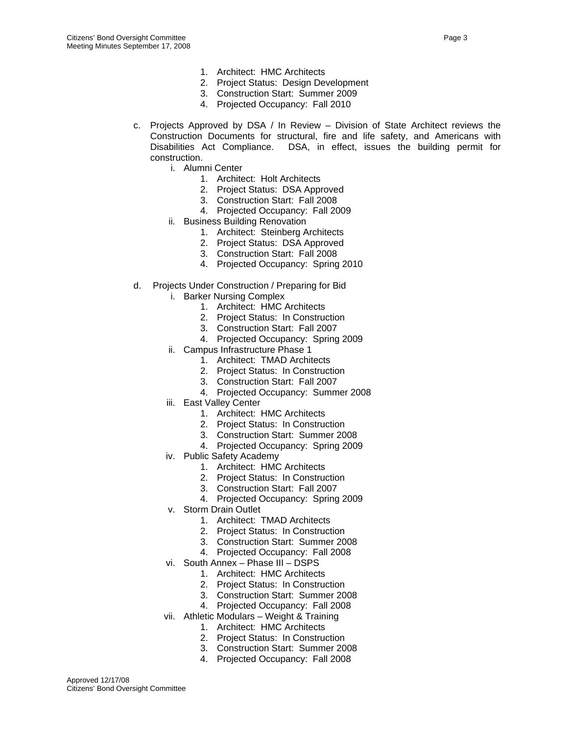1. Architect: HMC Architects
2. Project Status: Design Development
3. Construction Start: Summer 2009
4. Projected Occupancy: Fall 2010

c. Projects Approved by DSA / In Review – Division of State Architect reviews the Construction Documents for structural, fire and life safety, and Americans with Disabilities Act Compliance. DSA, in effect, issues the building permit for construction.

   i. Alumni Center
      1. Architect: Holt Architects
      2. Project Status: DSA Approved
      3. Construction Start: Fall 2008
      4. Projected Occupancy: Fall 2009

   ii. Business Building Renovation
      1. Architect: Steinberg Architects
      2. Project Status: DSA Approved
      3. Construction Start: Fall 2008
      4. Projected Occupancy: Spring 2010

d. Projects Under Construction / Preparing for Bid

   i. Barker Nursing Complex
      1. Architect: HMC Architects
      2. Project Status: In Construction
      3. Construction Start: Fall 2007
      4. Projected Occupancy: Spring 2009

   ii. Campus Infrastructure Phase 1
      1. Architect: TMAD Architects
      2. Project Status: In Construction
      3. Construction Start: Fall 2007
      4. Projected Occupancy: Summer 2008

   iii. East Valley Center
      1. Architect: HMC Architects
      2. Project Status: In Construction
      3. Construction Start: Summer 2008
      4. Projected Occupancy: Spring 2009

   iv. Public Safety Academy
      1. Architect: HMC Architects
      2. Project Status: In Construction
      3. Construction Start: Fall 2007
      4. Projected Occupancy: Spring 2009

   v. Storm Drain Outlet
      1. Architect: TMAD Architects
      2. Project Status: In Construction
      3. Construction Start: Summer 2008
      4. Projected Occupancy: Fall 2008

   vi. South Annex – Phase III – DSPS
      1. Architect: HMC Architects
      2. Project Status: In Construction
      3. Construction Start: Summer 2008
      4. Projected Occupancy: Fall 2008

   vii. Athletic Modulars – Weight & Training
      1. Architect: HMC Architects
      2. Project Status: In Construction
      3. Construction Start: Summer 2008
      4. Projected Occupancy: Fall 2008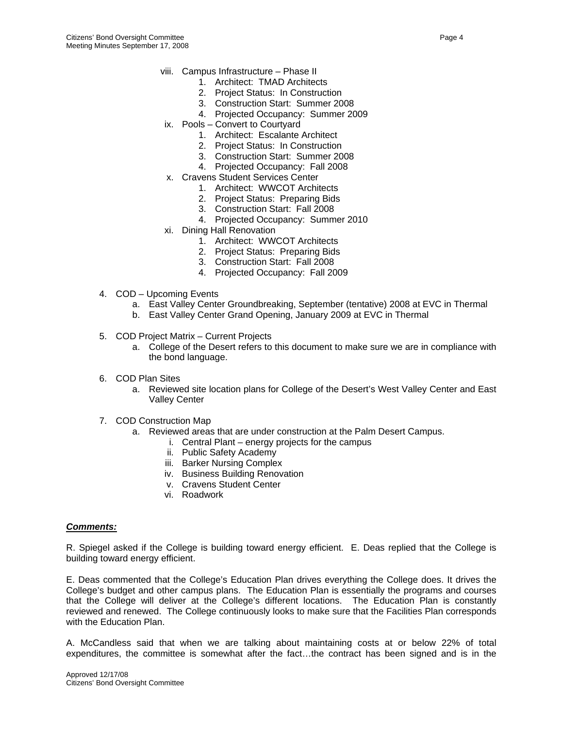viii. Campus Infrastructure – Phase II
  1. Architect: TMAD Architects
  2. Project Status: In Construction
  3. Construction Start: Summer 2008
  4. Projected Occupancy: Summer 2009

ix. Pools – Convert to Courtyard
  1. Architect: Escalante Architect
  2. Project Status: In Construction
  3. Construction Start: Summer 2008
  4. Projected Occupancy: Fall 2008

x. Cravens Student Services Center
  1. Architect: WWCOT Architects
  2. Project Status: Preparing Bids
  3. Construction Start: Fall 2008
  4. Projected Occupancy: Summer 2010

xi. Dining Hall Renovation
  1. Architect: WWCOT Architects
  2. Project Status: Preparing Bids
  3. Construction Start: Fall 2008
  4. Projected Occupancy: Fall 2009

4. COD – Upcoming Events
   a. East Valley Center Groundbreaking, September (tentative) 2008 at EVC in Thermal
   b. East Valley Center Grand Opening, January 2009 at EVC in Thermal

5. COD Project Matrix – Current Projects
   a. College of the Desert refers to this document to make sure we are in compliance with the bond language.

6. COD Plan Sites
   a. Reviewed site location plans for College of the Desert's West Valley Center and East Valley Center

7. COD Construction Map
   a. Reviewed areas that are under construction at the Palm Desert Campus.
      i. Central Plant – energy projects for the campus
      ii. Public Safety Academy
      iii. Barker Nursing Complex
      iv. Business Building Renovation
      v. Cravens Student Center
      vi. Roadwork

***Comments:***

R. Spiegel asked if the College is building toward energy efficient. E. Deas replied that the College is building toward energy efficient.

E. Deas commented that the College's Education Plan drives everything the College does. It drives the College's budget and other campus plans. The Education Plan is essentially the programs and courses that the College will deliver at the College's different locations. The Education Plan is constantly reviewed and renewed. The College continuously looks to make sure that the Facilities Plan corresponds with the Education Plan.

A. McCandless said that when we are talking about maintaining costs at or below 22% of total expenditures, the committee is somewhat after the fact…the contract has been signed and is in the

Approved 12/17/08
Citizens' Bond Oversight Committee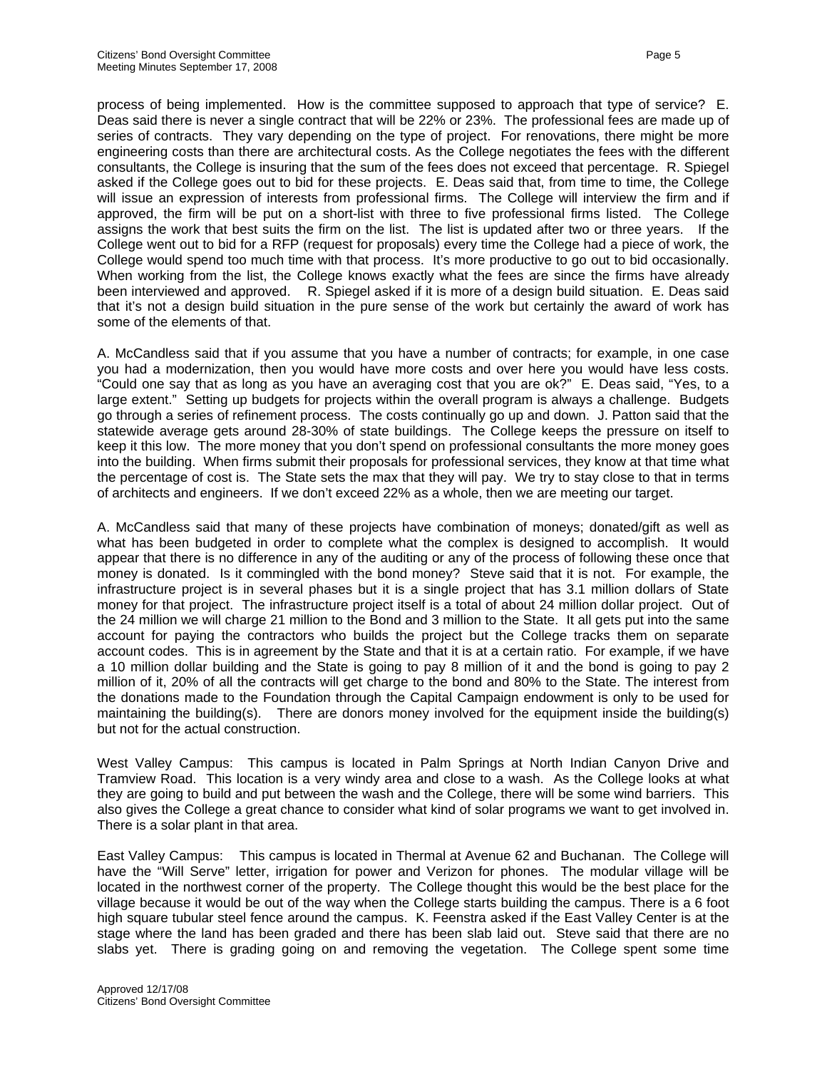process of being implemented. How is the committee supposed to approach that type of service? E. Deas said there is never a single contract that will be 22% or 23%. The professional fees are made up of series of contracts. They vary depending on the type of project. For renovations, there might be more engineering costs than there are architectural costs. As the College negotiates the fees with the different consultants, the College is insuring that the sum of the fees does not exceed that percentage. R. Spiegel asked if the College goes out to bid for these projects. E. Deas said that, from time to time, the College will issue an expression of interests from professional firms. The College will interview the firm and if approved, the firm will be put on a short-list with three to five professional firms listed. The College assigns the work that best suits the firm on the list. The list is updated after two or three years. If the College went out to bid for a RFP (request for proposals) every time the College had a piece of work, the College would spend too much time with that process. It's more productive to go out to bid occasionally. When working from the list, the College knows exactly what the fees are since the firms have already been interviewed and approved. R. Spiegel asked if it is more of a design build situation. E. Deas said that it's not a design build situation in the pure sense of the work but certainly the award of work has some of the elements of that.

A. McCandless said that if you assume that you have a number of contracts; for example, in one case you had a modernization, then you would have more costs and over here you would have less costs. "Could one say that as long as you have an averaging cost that you are ok?" E. Deas said, "Yes, to a large extent." Setting up budgets for projects within the overall program is always a challenge. Budgets go through a series of refinement process. The costs continually go up and down. J. Patton said that the statewide average gets around 28-30% of state buildings. The College keeps the pressure on itself to keep it this low. The more money that you don't spend on professional consultants the more money goes into the building. When firms submit their proposals for professional services, they know at that time what the percentage of cost is. The State sets the max that they will pay. We try to stay close to that in terms of architects and engineers. If we don't exceed 22% as a whole, then we are meeting our target.

A. McCandless said that many of these projects have combination of moneys; donated/gift as well as what has been budgeted in order to complete what the complex is designed to accomplish. It would appear that there is no difference in any of the auditing or any of the process of following these once that money is donated. Is it commingled with the bond money? Steve said that it is not. For example, the infrastructure project is in several phases but it is a single project that has 3.1 million dollars of State money for that project. The infrastructure project itself is a total of about 24 million dollar project. Out of the 24 million we will charge 21 million to the Bond and 3 million to the State. It all gets put into the same account for paying the contractors who builds the project but the College tracks them on separate account codes. This is in agreement by the State and that it is at a certain ratio. For example, if we have a 10 million dollar building and the State is going to pay 8 million of it and the bond is going to pay 2 million of it, 20% of all the contracts will get charge to the bond and 80% to the State. The interest from the donations made to the Foundation through the Capital Campaign endowment is only to be used for maintaining the building(s). There are donors money involved for the equipment inside the building(s) but not for the actual construction.

West Valley Campus: This campus is located in Palm Springs at North Indian Canyon Drive and Tramview Road. This location is a very windy area and close to a wash. As the College looks at what they are going to build and put between the wash and the College, there will be some wind barriers. This also gives the College a great chance to consider what kind of solar programs we want to get involved in. There is a solar plant in that area.

East Valley Campus: This campus is located in Thermal at Avenue 62 and Buchanan. The College will have the "Will Serve" letter, irrigation for power and Verizon for phones. The modular village will be located in the northwest corner of the property. The College thought this would be the best place for the village because it would be out of the way when the College starts building the campus. There is a 6 foot high square tubular steel fence around the campus. K. Feenstra asked if the East Valley Center is at the stage where the land has been graded and there has been slab laid out. Steve said that there are no slabs yet. There is grading going on and removing the vegetation. The College spent some time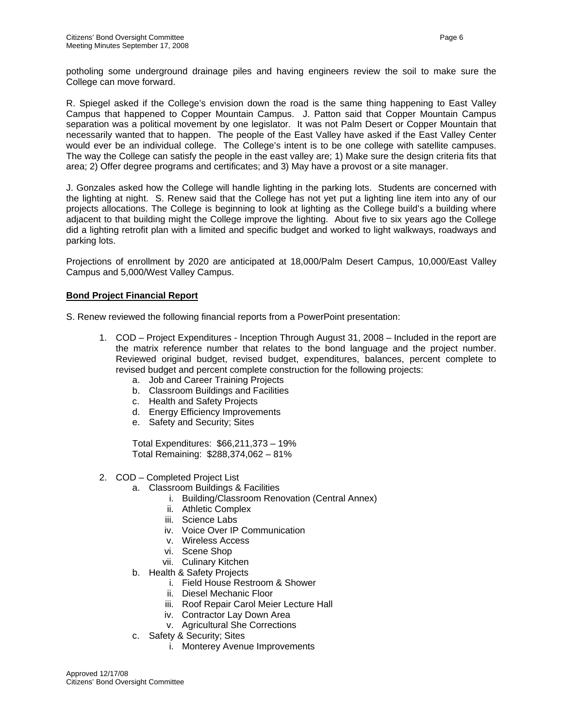potholing some underground drainage piles and having engineers review the soil to make sure the College can move forward.

R. Spiegel asked if the College's envision down the road is the same thing happening to East Valley Campus that happened to Copper Mountain Campus. J. Patton said that Copper Mountain Campus separation was a political movement by one legislator. It was not Palm Desert or Copper Mountain that necessarily wanted that to happen. The people of the East Valley have asked if the East Valley Center would ever be an individual college. The College's intent is to be one college with satellite campuses. The way the College can satisfy the people in the east valley are; 1) Make sure the design criteria fits that area; 2) Offer degree programs and certificates; and 3) May have a provost or a site manager.

J. Gonzales asked how the College will handle lighting in the parking lots. Students are concerned with the lighting at night. S. Renew said that the College has not yet put a lighting line item into any of our projects allocations. The College is beginning to look at lighting as the College build's a building where adjacent to that building might the College improve the lighting. About five to six years ago the College did a lighting retrofit plan with a limited and specific budget and worked to light walkways, roadways and parking lots.

Projections of enrollment by 2020 are anticipated at 18,000/Palm Desert Campus, 10,000/East Valley Campus and 5,000/West Valley Campus.

**Bond Project Financial Report**

S. Renew reviewed the following financial reports from a PowerPoint presentation:

1. COD – Project Expenditures - Inception Through August 31, 2008 – Included in the report are the matrix reference number that relates to the bond language and the project number. Reviewed original budget, revised budget, expenditures, balances, percent complete to revised budget and percent complete construction for the following projects:
   a. Job and Career Training Projects
   b. Classroom Buildings and Facilities
   c. Health and Safety Projects
   d. Energy Efficiency Improvements
   e. Safety and Security; Sites

   Total Expenditures: $66,211,373 – 19%
   Total Remaining: $288,374,062 – 81%

2. COD – Completed Project List
   a. Classroom Buildings & Facilities
      i. Building/Classroom Renovation (Central Annex)
      ii. Athletic Complex
      iii. Science Labs
      iv. Voice Over IP Communication
      v. Wireless Access
      vi. Scene Shop
      vii. Culinary Kitchen
   b. Health & Safety Projects
      i. Field House Restroom & Shower
      ii. Diesel Mechanic Floor
      iii. Roof Repair Carol Meier Lecture Hall
      iv. Contractor Lay Down Area
      v. Agricultural She Corrections
   c. Safety & Security; Sites
      i. Monterey Avenue Improvements

Approved 12/17/08
Citizens' Bond Oversight Committee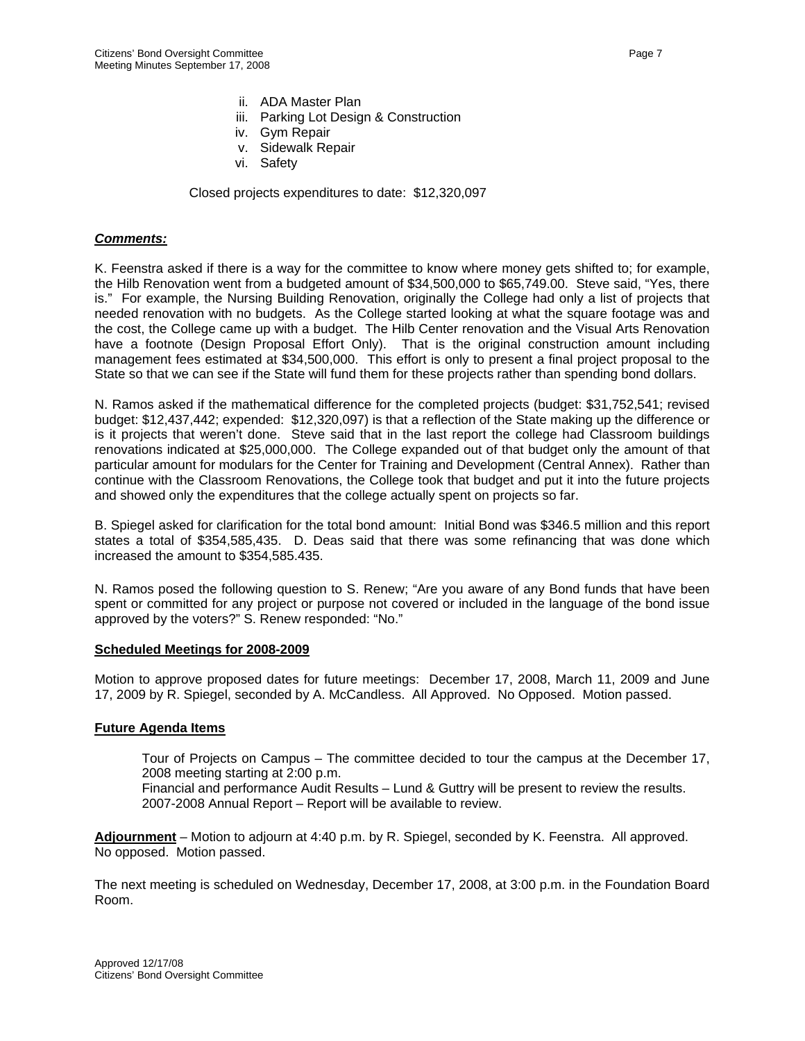ii. ADA Master Plan
iii. Parking Lot Design & Construction
iv. Gym Repair
v. Sidewalk Repair
vi. Safety

Closed projects expenditures to date: $12,320,097

***Comments:***

K. Feenstra asked if there is a way for the committee to know where money gets shifted to; for example, the Hilb Renovation went from a budgeted amount of $34,500,000 to $65,749.00. Steve said, "Yes, there is." For example, the Nursing Building Renovation, originally the College had only a list of projects that needed renovation with no budgets. As the College started looking at what the square footage was and the cost, the College came up with a budget. The Hilb Center renovation and the Visual Arts Renovation have a footnote (Design Proposal Effort Only). That is the original construction amount including management fees estimated at $34,500,000. This effort is only to present a final project proposal to the State so that we can see if the State will fund them for these projects rather than spending bond dollars.

N. Ramos asked if the mathematical difference for the completed projects (budget: $31,752,541; revised budget: $12,437,442; expended: $12,320,097) is that a reflection of the State making up the difference or is it projects that weren't done. Steve said that in the last report the college had Classroom buildings renovations indicated at $25,000,000. The College expanded out of that budget only the amount of that particular amount for modulars for the Center for Training and Development (Central Annex). Rather than continue with the Classroom Renovations, the College took that budget and put it into the future projects and showed only the expenditures that the college actually spent on projects so far.

B. Spiegel asked for clarification for the total bond amount: Initial Bond was $346.5 million and this report states a total of $354,585,435. D. Deas said that there was some refinancing that was done which increased the amount to $354,585.435.

N. Ramos posed the following question to S. Renew; "Are you aware of any Bond funds that have been spent or committed for any project or purpose not covered or included in the language of the bond issue approved by the voters?" S. Renew responded: "No."

**Scheduled Meetings for 2008-2009**

Motion to approve proposed dates for future meetings: December 17, 2008, March 11, 2009 and June 17, 2009 by R. Spiegel, seconded by A. McCandless. All Approved. No Opposed. Motion passed.

**Future Agenda Items**

Tour of Projects on Campus – The committee decided to tour the campus at the December 17, 2008 meeting starting at 2:00 p.m.
Financial and performance Audit Results – Lund & Guttry will be present to review the results.
2007-2008 Annual Report – Report will be available to review.

**Adjournment** – Motion to adjourn at 4:40 p.m. by R. Spiegel, seconded by K. Feenstra. All approved. No opposed. Motion passed.

The next meeting is scheduled on Wednesday, December 17, 2008, at 3:00 p.m. in the Foundation Board Room.

Approved 12/17/08
Citizens' Bond Oversight Committee